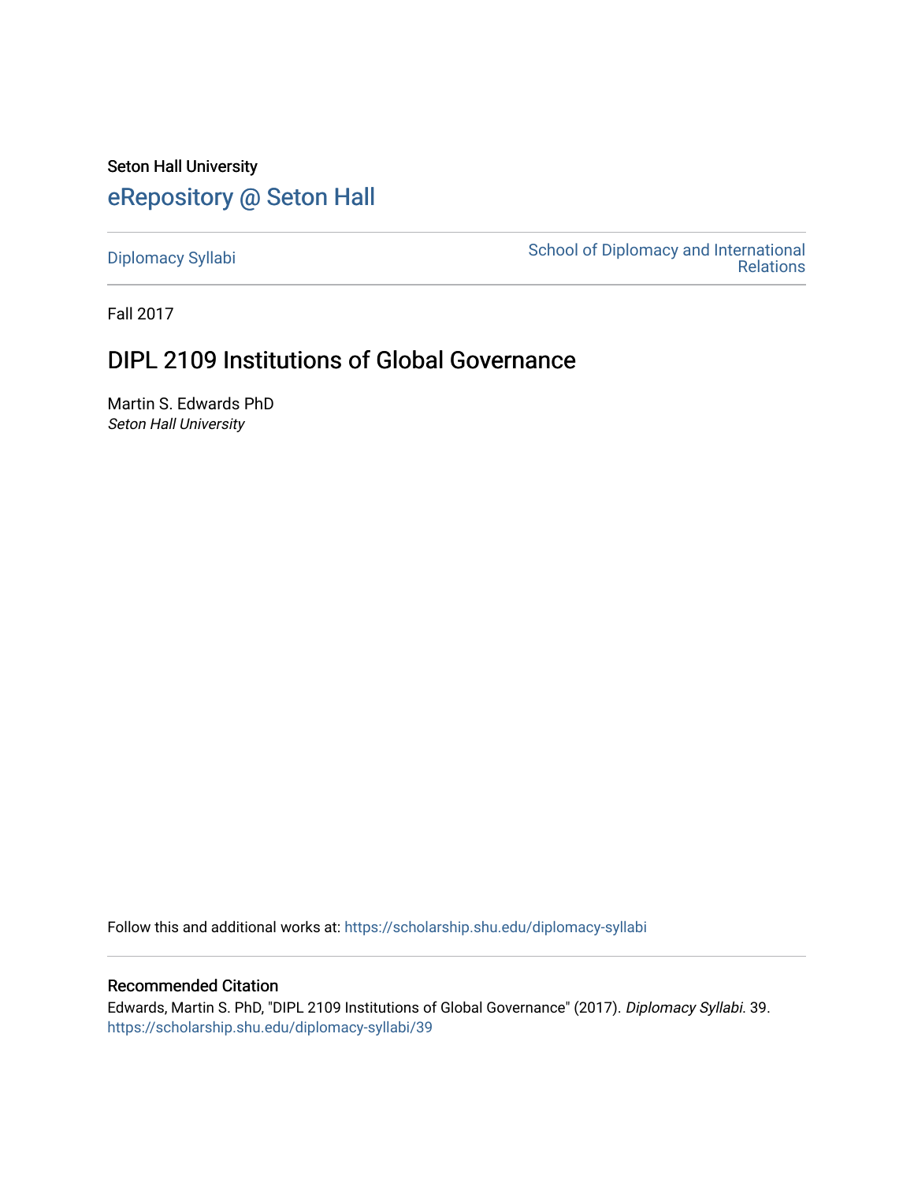Seton Hall University

# eRepository @ Seton Hall

Diplomacy Syllabi

School of Diplomacy and International Relations

Fall 2017

## DIPL 2109 Institutions of Global Governance

Martin S. Edwards PhD
*Seton Hall University*

Follow this and additional works at: https://scholarship.shu.edu/diplomacy-syllabi

### Recommended Citation

Edwards, Martin S. PhD, "DIPL 2109 Institutions of Global Governance" (2017). *Diplomacy Syllabi*. 39.
https://scholarship.shu.edu/diplomacy-syllabi/39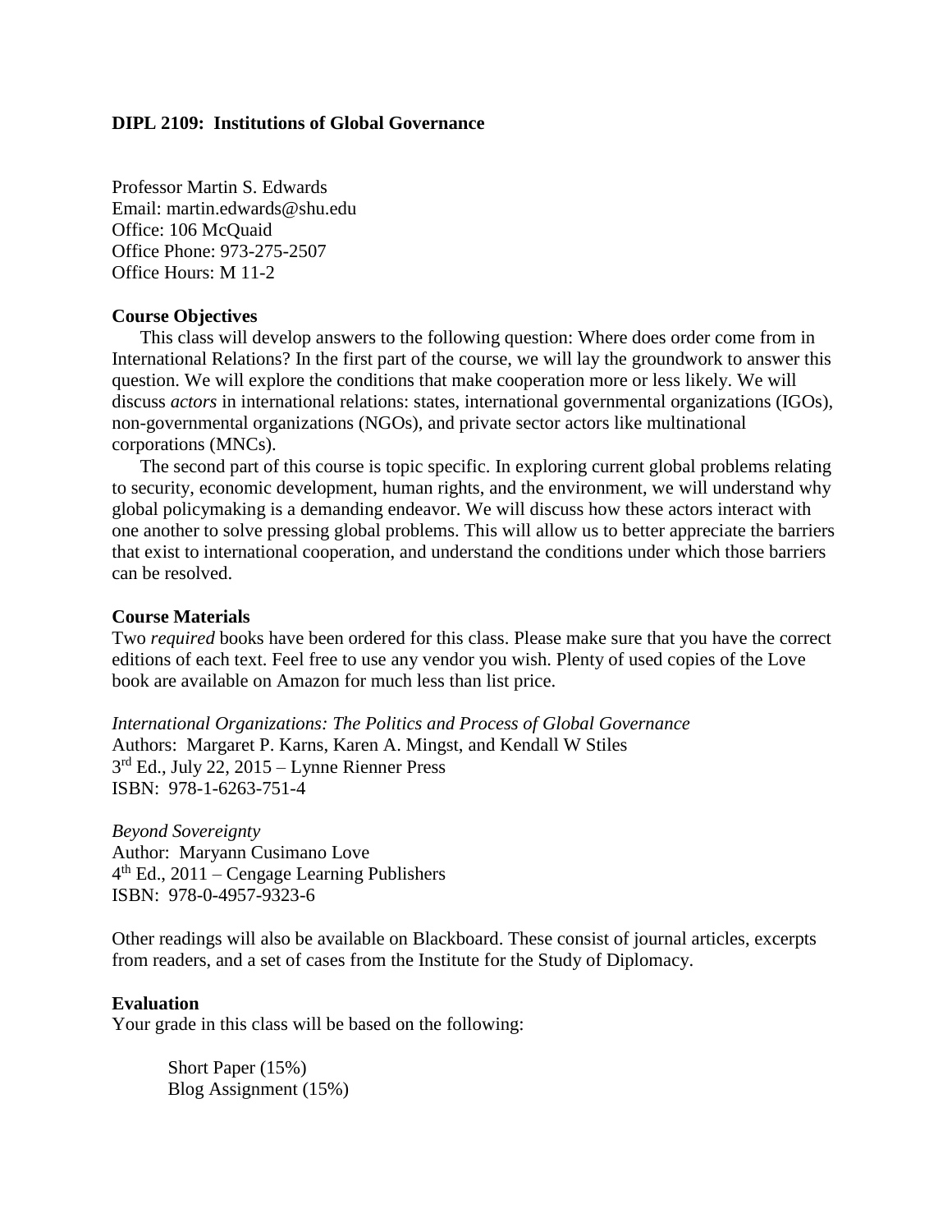**DIPL 2109: Institutions of Global Governance**

Professor Martin S. Edwards
Email: martin.edwards@shu.edu
Office: 106 McQuaid
Office Phone: 973-275-2507
Office Hours: M 11-2

**Course Objectives**

This class will develop answers to the following question: Where does order come from in International Relations? In the first part of the course, we will lay the groundwork to answer this question. We will explore the conditions that make cooperation more or less likely. We will discuss *actors* in international relations: states, international governmental organizations (IGOs), non-governmental organizations (NGOs), and private sector actors like multinational corporations (MNCs).

The second part of this course is topic specific. In exploring current global problems relating to security, economic development, human rights, and the environment, we will understand why global policymaking is a demanding endeavor. We will discuss how these actors interact with one another to solve pressing global problems. This will allow us to better appreciate the barriers that exist to international cooperation, and understand the conditions under which those barriers can be resolved.

**Course Materials**

Two *required* books have been ordered for this class. Please make sure that you have the correct editions of each text. Feel free to use any vendor you wish. Plenty of used copies of the Love book are available on Amazon for much less than list price.

*International Organizations: The Politics and Process of Global Governance*
Authors: Margaret P. Karns, Karen A. Mingst, and Kendall W Stiles
3rd Ed., July 22, 2015 – Lynne Rienner Press
ISBN: 978-1-6263-751-4

*Beyond Sovereignty*
Author: Maryann Cusimano Love
4th Ed., 2011 – Cengage Learning Publishers
ISBN: 978-0-4957-9323-6

Other readings will also be available on Blackboard. These consist of journal articles, excerpts from readers, and a set of cases from the Institute for the Study of Diplomacy.

**Evaluation**

Your grade in this class will be based on the following:

Short Paper (15%)
Blog Assignment (15%)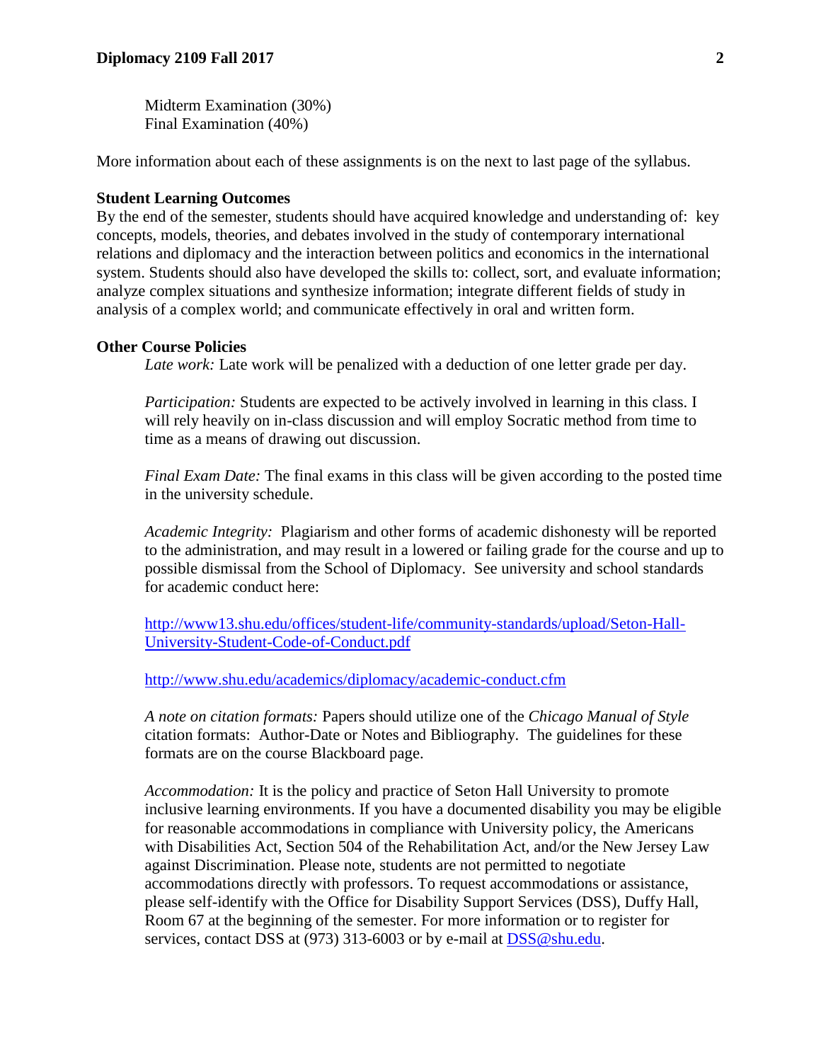Midterm Examination (30%)
Final Examination (40%)

More information about each of these assignments is on the next to last page of the syllabus.

**Student Learning Outcomes**
By the end of the semester, students should have acquired knowledge and understanding of: key concepts, models, theories, and debates involved in the study of contemporary international relations and diplomacy and the interaction between politics and economics in the international system. Students should also have developed the skills to: collect, sort, and evaluate information; analyze complex situations and synthesize information; integrate different fields of study in analysis of a complex world; and communicate effectively in oral and written form.

**Other Course Policies**

*Late work:* Late work will be penalized with a deduction of one letter grade per day.

*Participation:* Students are expected to be actively involved in learning in this class. I will rely heavily on in-class discussion and will employ Socratic method from time to time as a means of drawing out discussion.

*Final Exam Date:* The final exams in this class will be given according to the posted time in the university schedule.

*Academic Integrity:* Plagiarism and other forms of academic dishonesty will be reported to the administration, and may result in a lowered or failing grade for the course and up to possible dismissal from the School of Diplomacy. See university and school standards for academic conduct here:

http://www13.shu.edu/offices/student-life/community-standards/upload/Seton-Hall-University-Student-Code-of-Conduct.pdf

http://www.shu.edu/academics/diplomacy/academic-conduct.cfm

*A note on citation formats:* Papers should utilize one of the *Chicago Manual of Style* citation formats: Author-Date or Notes and Bibliography. The guidelines for these formats are on the course Blackboard page.

*Accommodation:* It is the policy and practice of Seton Hall University to promote inclusive learning environments. If you have a documented disability you may be eligible for reasonable accommodations in compliance with University policy, the Americans with Disabilities Act, Section 504 of the Rehabilitation Act, and/or the New Jersey Law against Discrimination. Please note, students are not permitted to negotiate accommodations directly with professors. To request accommodations or assistance, please self-identify with the Office for Disability Support Services (DSS), Duffy Hall, Room 67 at the beginning of the semester. For more information or to register for services, contact DSS at (973) 313-6003 or by e-mail at DSS@shu.edu.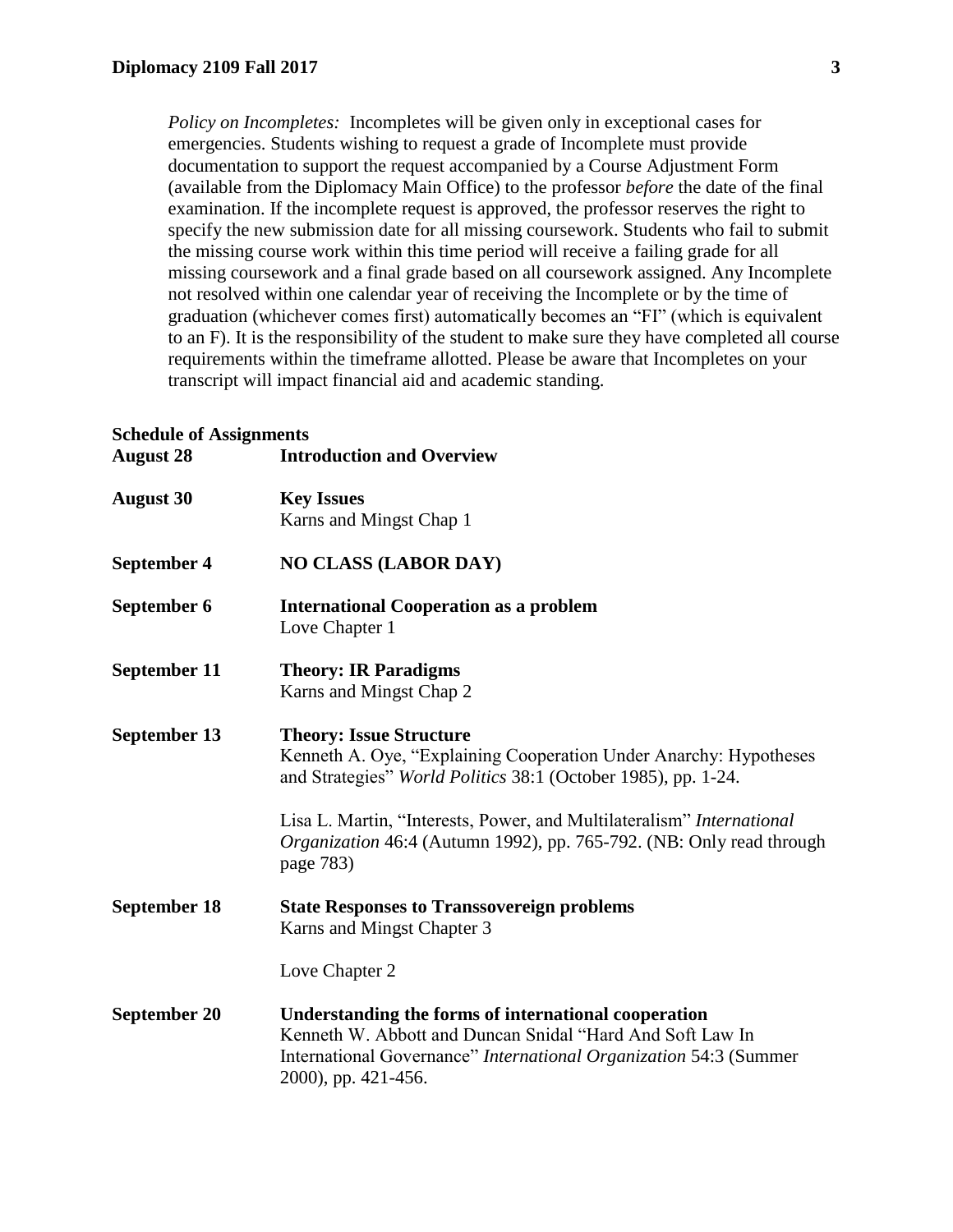*Policy on Incompletes:* Incompletes will be given only in exceptional cases for emergencies. Students wishing to request a grade of Incomplete must provide documentation to support the request accompanied by a Course Adjustment Form (available from the Diplomacy Main Office) to the professor *before* the date of the final examination. If the incomplete request is approved, the professor reserves the right to specify the new submission date for all missing coursework. Students who fail to submit the missing course work within this time period will receive a failing grade for all missing coursework and a final grade based on all coursework assigned. Any Incomplete not resolved within one calendar year of receiving the Incomplete or by the time of graduation (whichever comes first) automatically becomes an "FI" (which is equivalent to an F). It is the responsibility of the student to make sure they have completed all course requirements within the timeframe allotted. Please be aware that Incompletes on your transcript will impact financial aid and academic standing.

**Schedule of Assignments**

**August 28** — **Introduction and Overview**

**August 30** — **Key Issues**
Karns and Mingst Chap 1

**September 4** — **NO CLASS (LABOR DAY)**

**September 6** — **International Cooperation as a problem**
Love Chapter 1

**September 11** — **Theory: IR Paradigms**
Karns and Mingst Chap 2

**September 13** — **Theory: Issue Structure**
Kenneth A. Oye, "Explaining Cooperation Under Anarchy: Hypotheses and Strategies" *World Politics* 38:1 (October 1985), pp. 1-24.

Lisa L. Martin, "Interests, Power, and Multilateralism" *International Organization* 46:4 (Autumn 1992), pp. 765-792. (NB: Only read through page 783)

**September 18** — **State Responses to Transsovereign problems**
Karns and Mingst Chapter 3

Love Chapter 2

**September 20** — **Understanding the forms of international cooperation**
Kenneth W. Abbott and Duncan Snidal "Hard And Soft Law In International Governance" *International Organization* 54:3 (Summer 2000), pp. 421-456.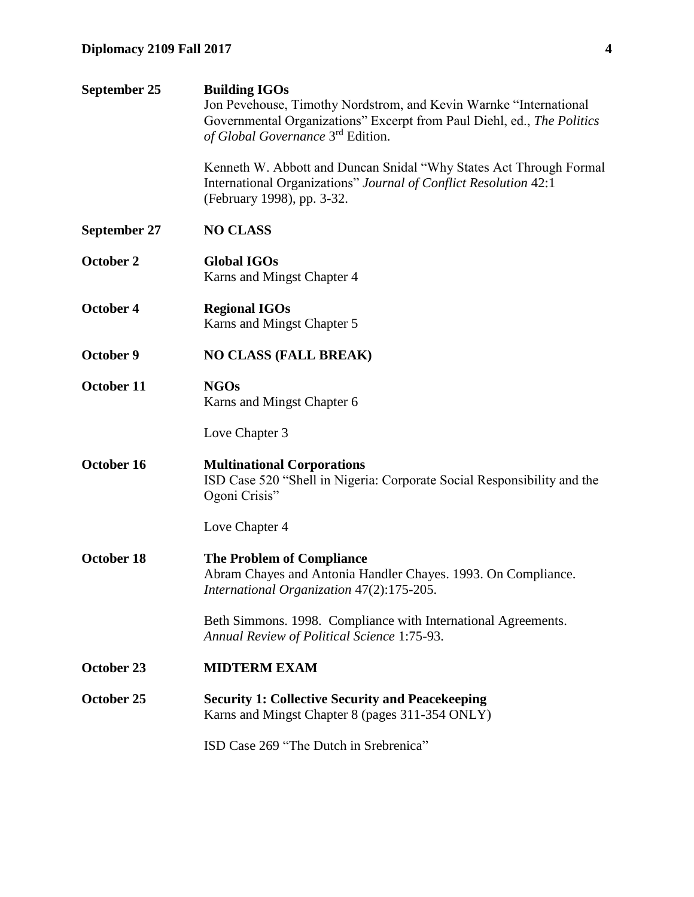**September 25** — **Building IGOs**

Jon Pevehouse, Timothy Nordstrom, and Kevin Warnke "International Governmental Organizations" Excerpt from Paul Diehl, ed., *The Politics of Global Governance* 3rd Edition.

Kenneth W. Abbott and Duncan Snidal "Why States Act Through Formal International Organizations" *Journal of Conflict Resolution* 42:1 (February 1998), pp. 3-32.

**September 27** — **NO CLASS**

**October 2** — **Global IGOs**

Karns and Mingst Chapter 4

**October 4** — **Regional IGOs**

Karns and Mingst Chapter 5

**October 9** — **NO CLASS (FALL BREAK)**

**October 11** — **NGOs**

Karns and Mingst Chapter 6

Love Chapter 3

**October 16** — **Multinational Corporations**

ISD Case 520 "Shell in Nigeria: Corporate Social Responsibility and the Ogoni Crisis"

Love Chapter 4

**October 18** — **The Problem of Compliance**

Abram Chayes and Antonia Handler Chayes. 1993. On Compliance. *International Organization* 47(2):175-205.

Beth Simmons. 1998. Compliance with International Agreements. *Annual Review of Political Science* 1:75-93.

**October 23** — **MIDTERM EXAM**

**October 25** — **Security 1: Collective Security and Peacekeeping**

Karns and Mingst Chapter 8 (pages 311-354 ONLY)

ISD Case 269 "The Dutch in Srebrenica"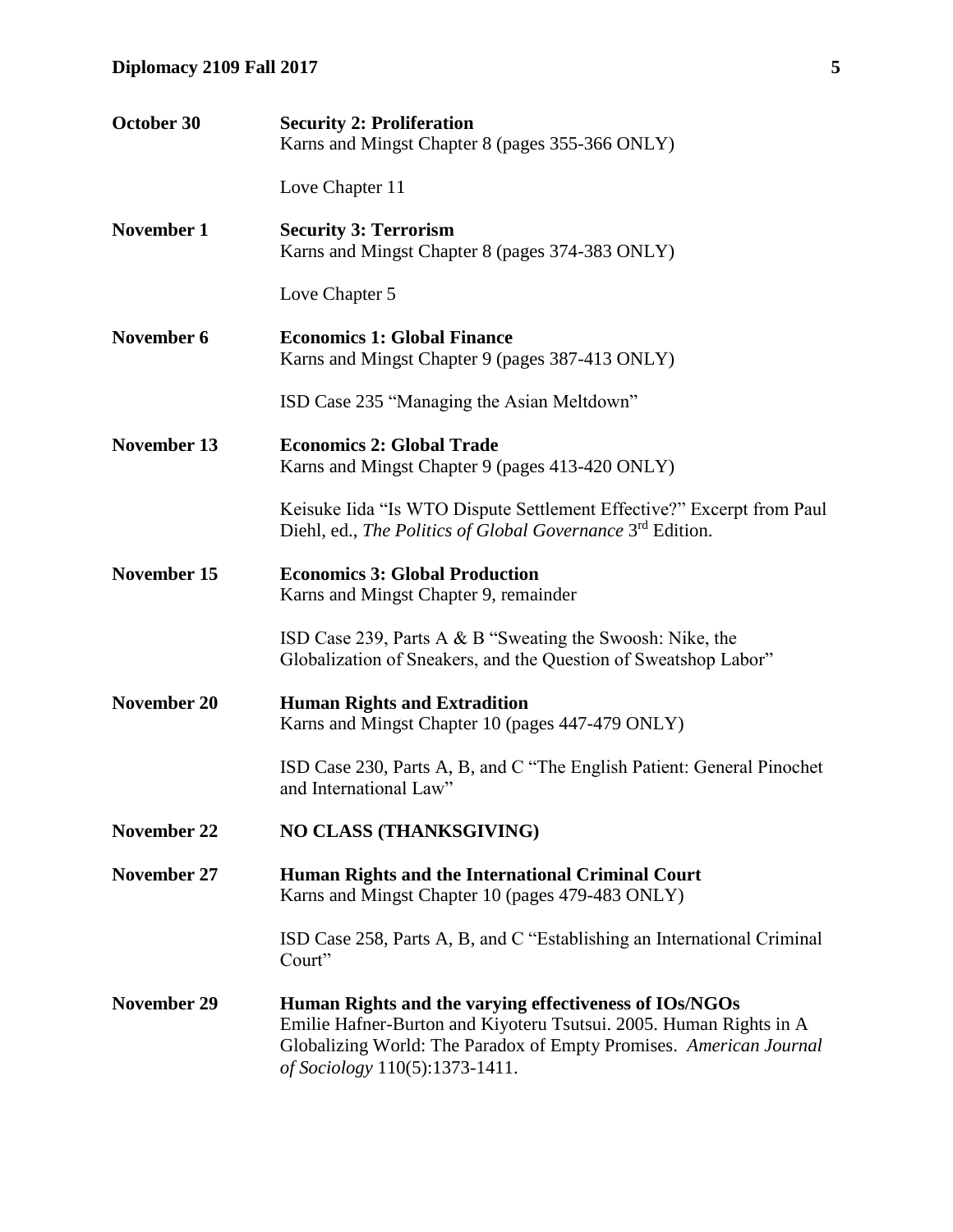**October 30** — **Security 2: Proliferation**
Karns and Mingst Chapter 8 (pages 355-366 ONLY)

Love Chapter 11

**November 1** — **Security 3: Terrorism**
Karns and Mingst Chapter 8 (pages 374-383 ONLY)

Love Chapter 5

**November 6** — **Economics 1: Global Finance**
Karns and Mingst Chapter 9 (pages 387-413 ONLY)

ISD Case 235 "Managing the Asian Meltdown"

**November 13** — **Economics 2: Global Trade**
Karns and Mingst Chapter 9 (pages 413-420 ONLY)

Keisuke Iida "Is WTO Dispute Settlement Effective?" Excerpt from Paul Diehl, ed., *The Politics of Global Governance* 3rd Edition.

**November 15** — **Economics 3: Global Production**
Karns and Mingst Chapter 9, remainder

ISD Case 239, Parts A & B "Sweating the Swoosh: Nike, the Globalization of Sneakers, and the Question of Sweatshop Labor"

**November 20** — **Human Rights and Extradition**
Karns and Mingst Chapter 10 (pages 447-479 ONLY)

ISD Case 230, Parts A, B, and C "The English Patient: General Pinochet and International Law"

**November 22** — **NO CLASS (THANKSGIVING)**

**November 27** — **Human Rights and the International Criminal Court**
Karns and Mingst Chapter 10 (pages 479-483 ONLY)

ISD Case 258, Parts A, B, and C "Establishing an International Criminal Court"

**November 29** — **Human Rights and the varying effectiveness of IOs/NGOs**
Emilie Hafner-Burton and Kiyoteru Tsutsui. 2005. Human Rights in A Globalizing World: The Paradox of Empty Promises. *American Journal of Sociology* 110(5):1373-1411.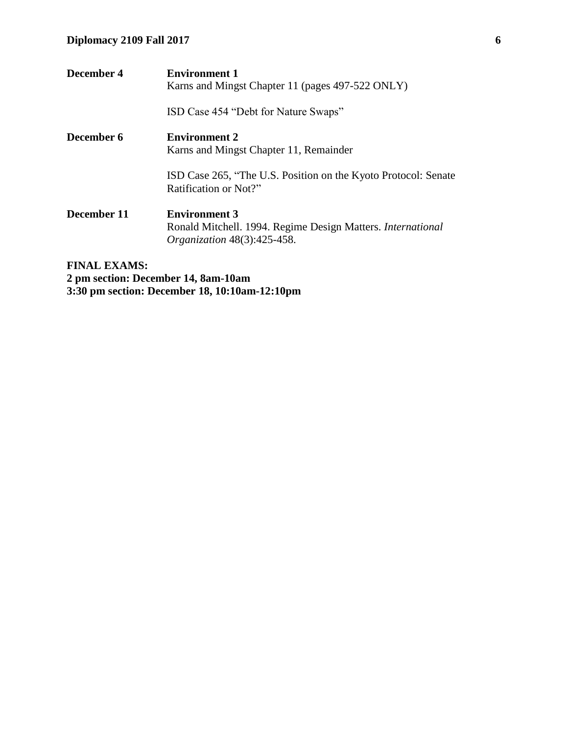**December 4** **Environment 1**
Karns and Mingst Chapter 11 (pages 497-522 ONLY)

ISD Case 454 "Debt for Nature Swaps"

**December 6** **Environment 2**
Karns and Mingst Chapter 11, Remainder

ISD Case 265, "The U.S. Position on the Kyoto Protocol: Senate Ratification or Not?"

**December 11** **Environment 3**
Ronald Mitchell. 1994. Regime Design Matters. *International Organization* 48(3):425-458.

**FINAL EXAMS:**
**2 pm section: December 14, 8am-10am**
**3:30 pm section: December 18, 10:10am-12:10pm**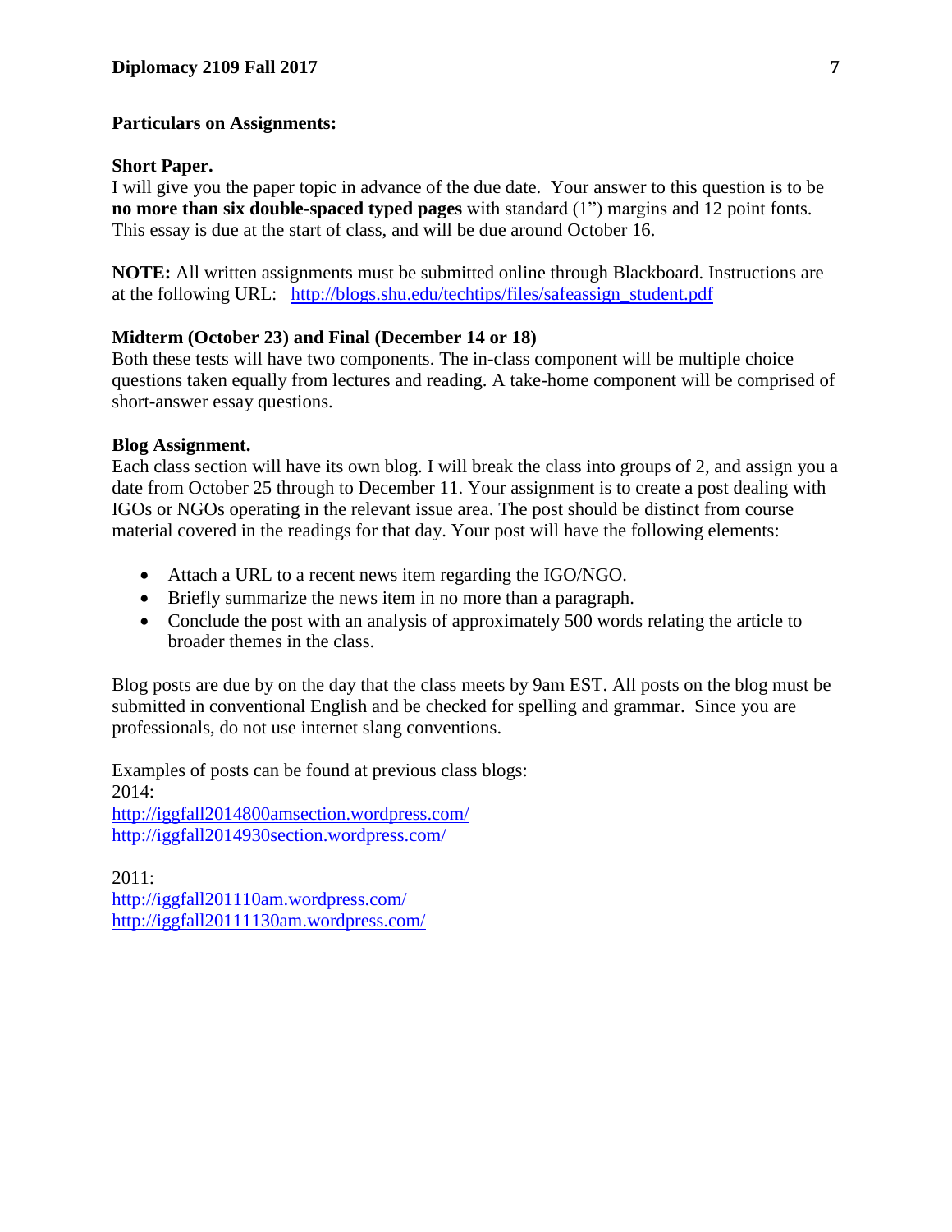**Particulars on Assignments:**

**Short Paper.**
I will give you the paper topic in advance of the due date. Your answer to this question is to be **no more than six double-spaced typed pages** with standard (1") margins and 12 point fonts. This essay is due at the start of class, and will be due around October 16.

**NOTE:** All written assignments must be submitted online through Blackboard. Instructions are at the following URL: http://blogs.shu.edu/techtips/files/safeassign_student.pdf

**Midterm (October 23) and Final (December 14 or 18)**
Both these tests will have two components. The in-class component will be multiple choice questions taken equally from lectures and reading. A take-home component will be comprised of short-answer essay questions.

**Blog Assignment.**
Each class section will have its own blog. I will break the class into groups of 2, and assign you a date from October 25 through to December 11. Your assignment is to create a post dealing with IGOs or NGOs operating in the relevant issue area. The post should be distinct from course material covered in the readings for that day. Your post will have the following elements:

- Attach a URL to a recent news item regarding the IGO/NGO.
- Briefly summarize the news item in no more than a paragraph.
- Conclude the post with an analysis of approximately 500 words relating the article to broader themes in the class.

Blog posts are due by on the day that the class meets by 9am EST. All posts on the blog must be submitted in conventional English and be checked for spelling and grammar. Since you are professionals, do not use internet slang conventions.

Examples of posts can be found at previous class blogs:
2014:
http://iggfall2014800amsection.wordpress.com/
http://iggfall2014930section.wordpress.com/

2011:
http://iggfall201110am.wordpress.com/
http://iggfall20111130am.wordpress.com/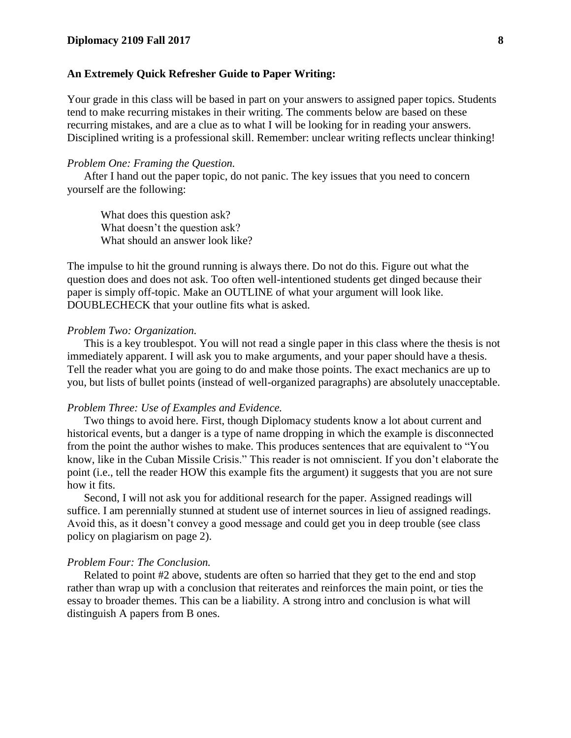**An Extremely Quick Refresher Guide to Paper Writing:**

Your grade in this class will be based in part on your answers to assigned paper topics. Students tend to make recurring mistakes in their writing. The comments below are based on these recurring mistakes, and are a clue as to what I will be looking for in reading your answers. Disciplined writing is a professional skill. Remember: unclear writing reflects unclear thinking!

*Problem One: Framing the Question.*

After I hand out the paper topic, do not panic. The key issues that you need to concern yourself are the following:

What does this question ask?
What doesn't the question ask?
What should an answer look like?

The impulse to hit the ground running is always there. Do not do this. Figure out what the question does and does not ask. Too often well-intentioned students get dinged because their paper is simply off-topic. Make an OUTLINE of what your argument will look like. DOUBLECHECK that your outline fits what is asked.

*Problem Two: Organization.*

This is a key troublespot. You will not read a single paper in this class where the thesis is not immediately apparent. I will ask you to make arguments, and your paper should have a thesis. Tell the reader what you are going to do and make those points. The exact mechanics are up to you, but lists of bullet points (instead of well-organized paragraphs) are absolutely unacceptable.

*Problem Three: Use of Examples and Evidence.*

Two things to avoid here. First, though Diplomacy students know a lot about current and historical events, but a danger is a type of name dropping in which the example is disconnected from the point the author wishes to make. This produces sentences that are equivalent to "You know, like in the Cuban Missile Crisis." This reader is not omniscient. If you don't elaborate the point (i.e., tell the reader HOW this example fits the argument) it suggests that you are not sure how it fits.

Second, I will not ask you for additional research for the paper. Assigned readings will suffice. I am perennially stunned at student use of internet sources in lieu of assigned readings. Avoid this, as it doesn't convey a good message and could get you in deep trouble (see class policy on plagiarism on page 2).

*Problem Four: The Conclusion.*

Related to point #2 above, students are often so harried that they get to the end and stop rather than wrap up with a conclusion that reiterates and reinforces the main point, or ties the essay to broader themes. This can be a liability. A strong intro and conclusion is what will distinguish A papers from B ones.